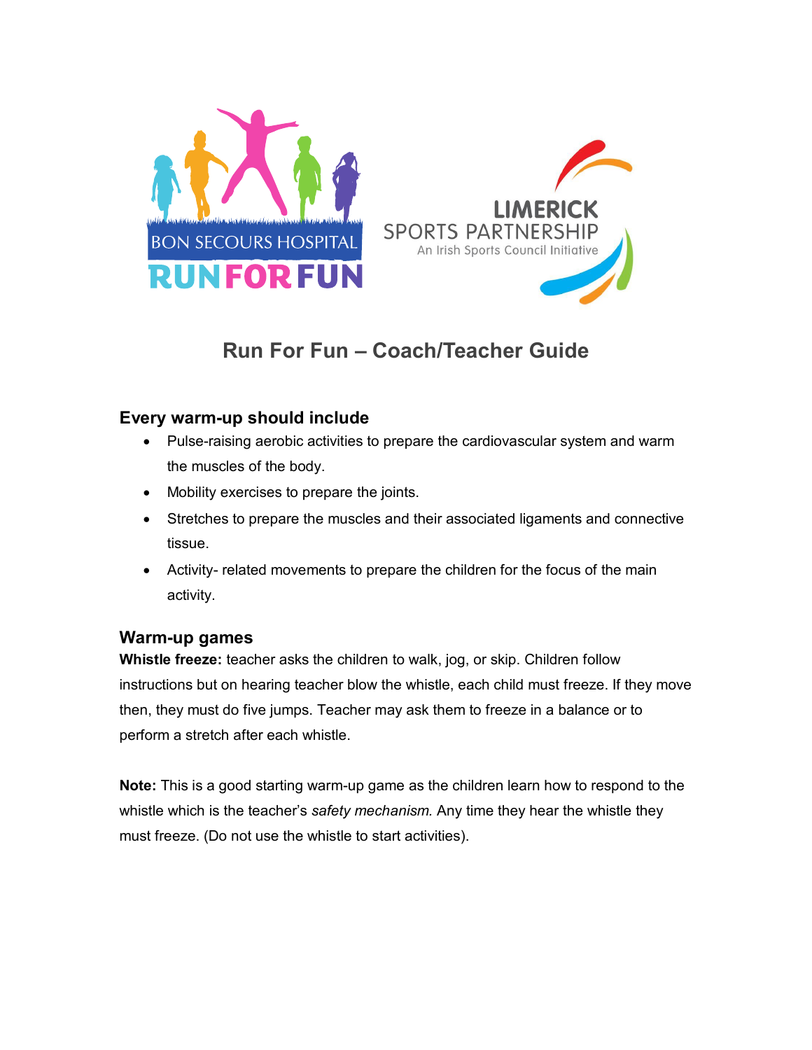# Run For Fun – Coach/Teacher Guide

## Every warm-up should include

- Pulse-raising aerobic activities to prepare the cardiovascular system and warm the muscles of the body.
- Mobility exercises to prepare the joints.
- Stretches to prepare the muscles and their associated ligaments and connective tissue.
- Activity- related movements to prepare the children for the focus of the main activity.

## Warm-up games

**Whistle freeze:** teacher asks the children to walk, jog, or skip. Children follow instructions but on hearing teacher blow the whistle, each child must freeze. If they move then, they must do five jumps. Teacher may ask them to freeze in a balance or to perform a stretch after each whistle.

**Note:** This is a good starting warm-up game as the children learn how to respond to the whistle which is the teacher's *safety mechanism*. Any time they hear the whistle they must freeze. (Do not use the whistle to start activities).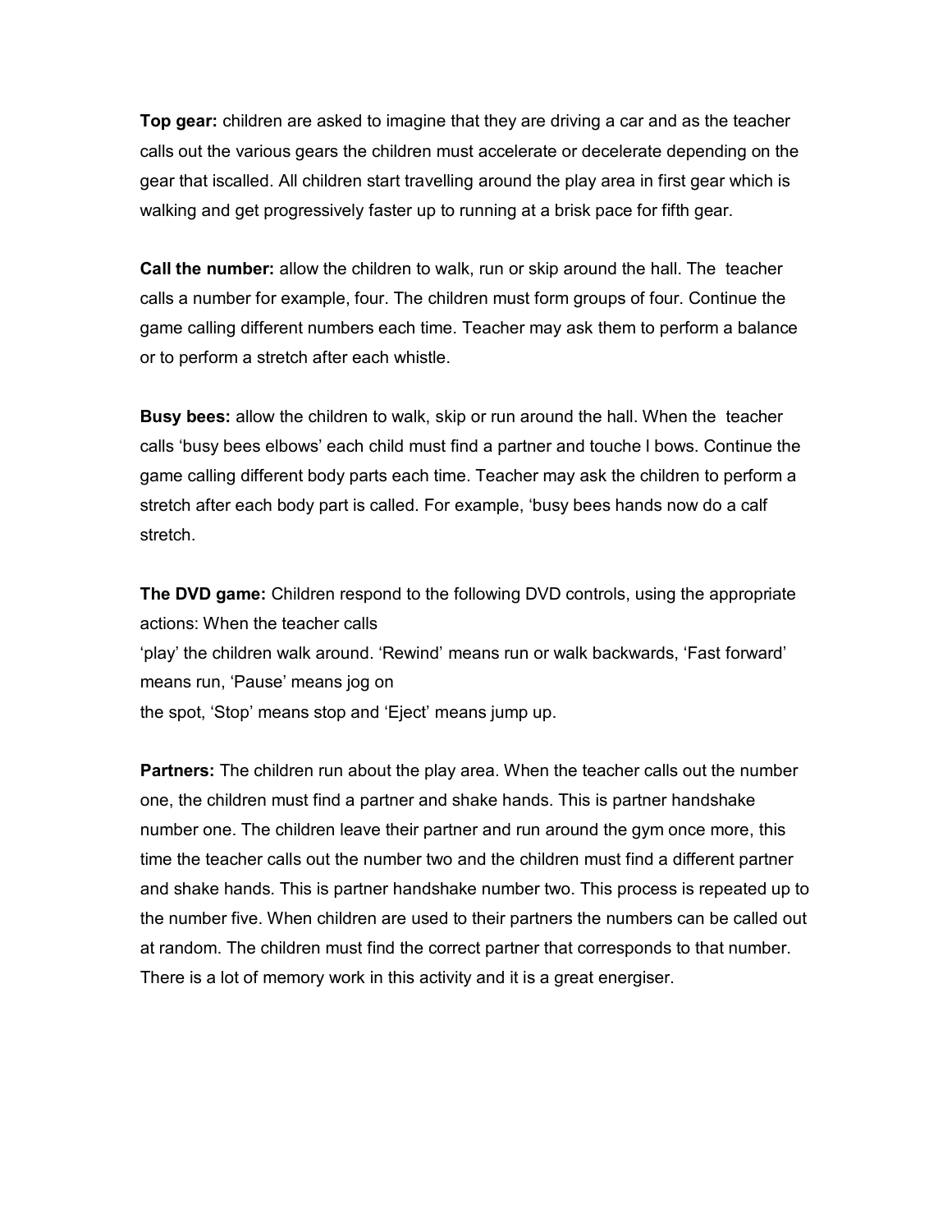**Top gear:** children are asked to imagine that they are driving a car and as the teacher calls out the various gears the children must accelerate or decelerate depending on the gear that iscalled. All children start travelling around the play area in first gear which is walking and get progressively faster up to running at a brisk pace for fifth gear.

**Call the number:** allow the children to walk, run or skip around the hall. The teacher calls a number for example, four. The children must form groups of four. Continue the game calling different numbers each time. Teacher may ask them to perform a balance or to perform a stretch after each whistle.

**Busy bees:** allow the children to walk, skip or run around the hall. When the teacher calls 'busy bees elbows' each child must find a partner and touche l bows. Continue the game calling different body parts each time. Teacher may ask the children to perform a stretch after each body part is called. For example, 'busy bees hands now do a calf stretch.

**The DVD game:** Children respond to the following DVD controls, using the appropriate actions: When the teacher calls
'play' the children walk around. 'Rewind' means run or walk backwards, 'Fast forward' means run, 'Pause' means jog on
the spot, 'Stop' means stop and 'Eject' means jump up.

**Partners:** The children run about the play area. When the teacher calls out the number one, the children must find a partner and shake hands. This is partner handshake number one. The children leave their partner and run around the gym once more, this time the teacher calls out the number two and the children must find a different partner and shake hands. This is partner handshake number two. This process is repeated up to the number five. When children are used to their partners the numbers can be called out at random. The children must find the correct partner that corresponds to that number. There is a lot of memory work in this activity and it is a great energiser.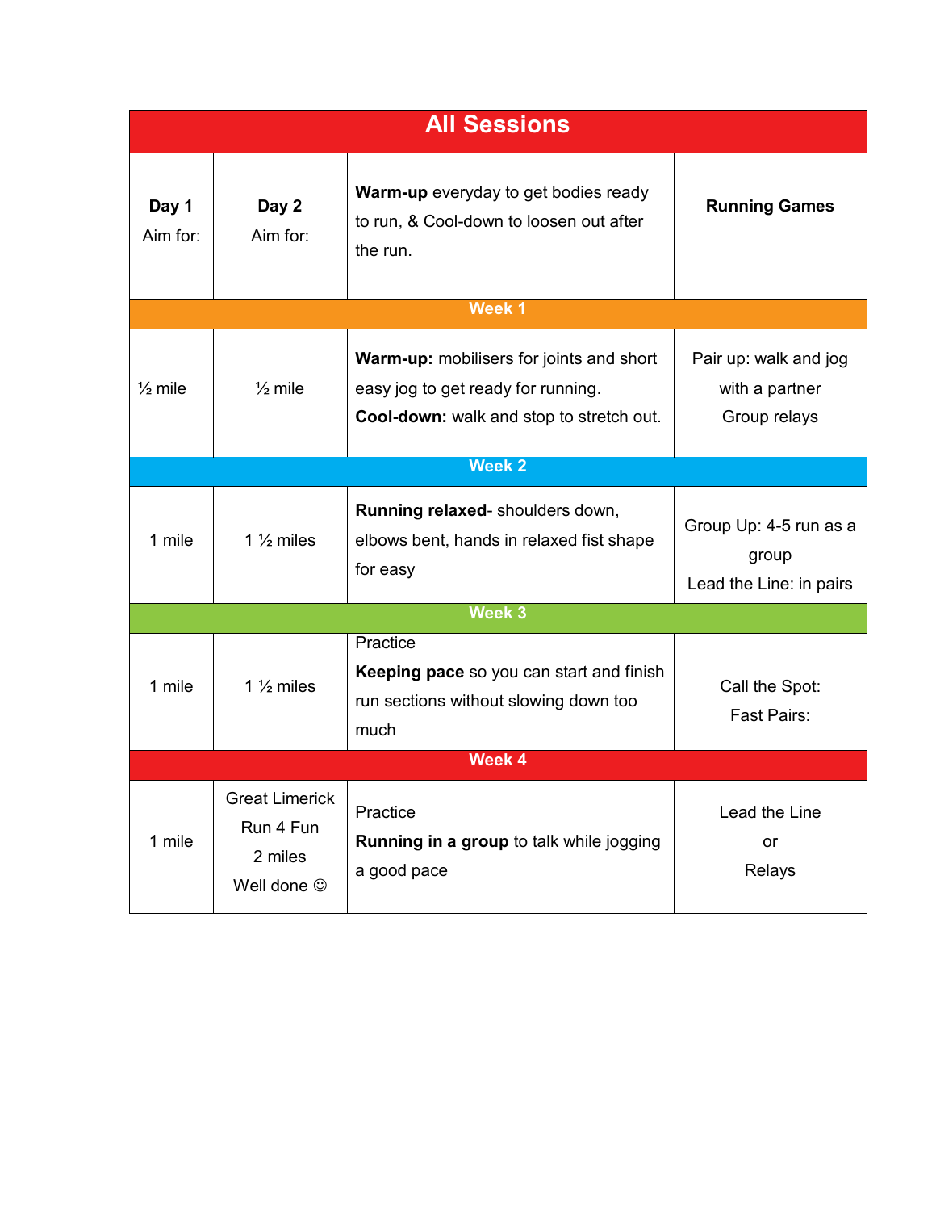| All Sessions | | | |
|---|---|---|---|
| **Day 1** Aim for: | **Day 2** Aim for: | **Warm-up** everyday to get bodies ready to run, & Cool-down to loosen out after the run. | **Running Games** |
| **Week 1** | | | |
| ½ mile | ½ mile | **Warm-up:** mobilisers for joints and short easy jog to get ready for running. **Cool-down:** walk and stop to stretch out. | Pair up: walk and jog with a partner Group relays |
| **Week 2** | | | |
| 1 mile | 1 ½ miles | **Running relaxed**- shoulders down, elbows bent, hands in relaxed fist shape for easy | Group Up: 4-5 run as a group Lead the Line: in pairs |
| **Week 3** | | | |
| 1 mile | 1 ½ miles | Practice **Keeping pace** so you can start and finish run sections without slowing down too much | Call the Spot: Fast Pairs: |
| **Week 4** | | | |
| 1 mile | Great Limerick Run 4 Fun 2 miles Well done ☺ | Practice **Running in a group** to talk while jogging a good pace | Lead the Line or Relays |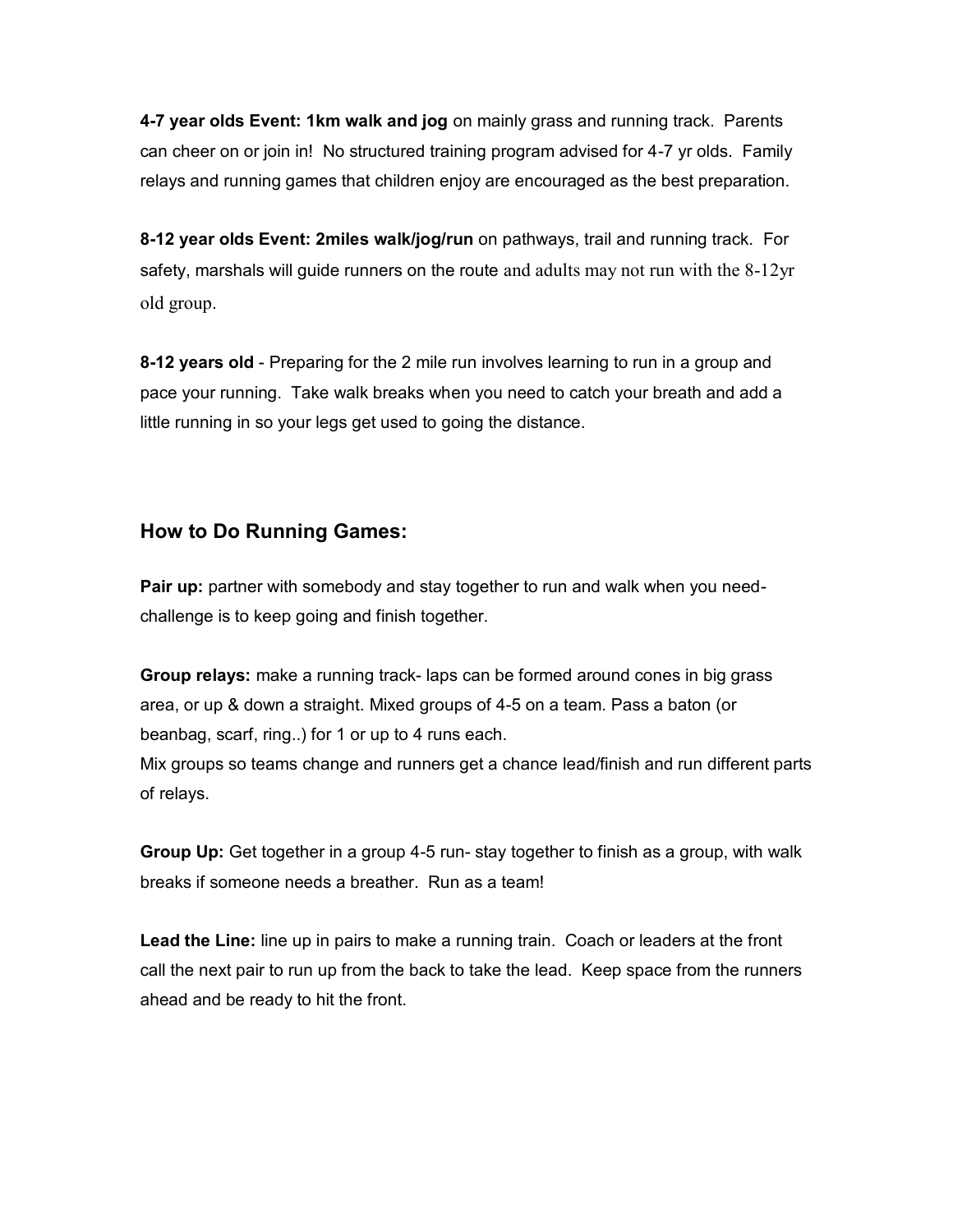**4-7 year olds Event: 1km walk and jog** on mainly grass and running track. Parents can cheer on or join in! No structured training program advised for 4-7 yr olds. Family relays and running games that children enjoy are encouraged as the best preparation.

**8-12 year olds Event: 2miles walk/jog/run** on pathways, trail and running track. For safety, marshals will guide runners on the route and adults may not run with the 8-12yr old group.

**8-12 years old** - Preparing for the 2 mile run involves learning to run in a group and pace your running. Take walk breaks when you need to catch your breath and add a little running in so your legs get used to going the distance.

## How to Do Running Games:

**Pair up:** partner with somebody and stay together to run and walk when you need- challenge is to keep going and finish together.

**Group relays:** make a running track- laps can be formed around cones in big grass area, or up & down a straight. Mixed groups of 4-5 on a team. Pass a baton (or beanbag, scarf, ring..) for 1 or up to 4 runs each.
Mix groups so teams change and runners get a chance lead/finish and run different parts of relays.

**Group Up:** Get together in a group 4-5 run- stay together to finish as a group, with walk breaks if someone needs a breather. Run as a team!

**Lead the Line:** line up in pairs to make a running train. Coach or leaders at the front call the next pair to run up from the back to take the lead. Keep space from the runners ahead and be ready to hit the front.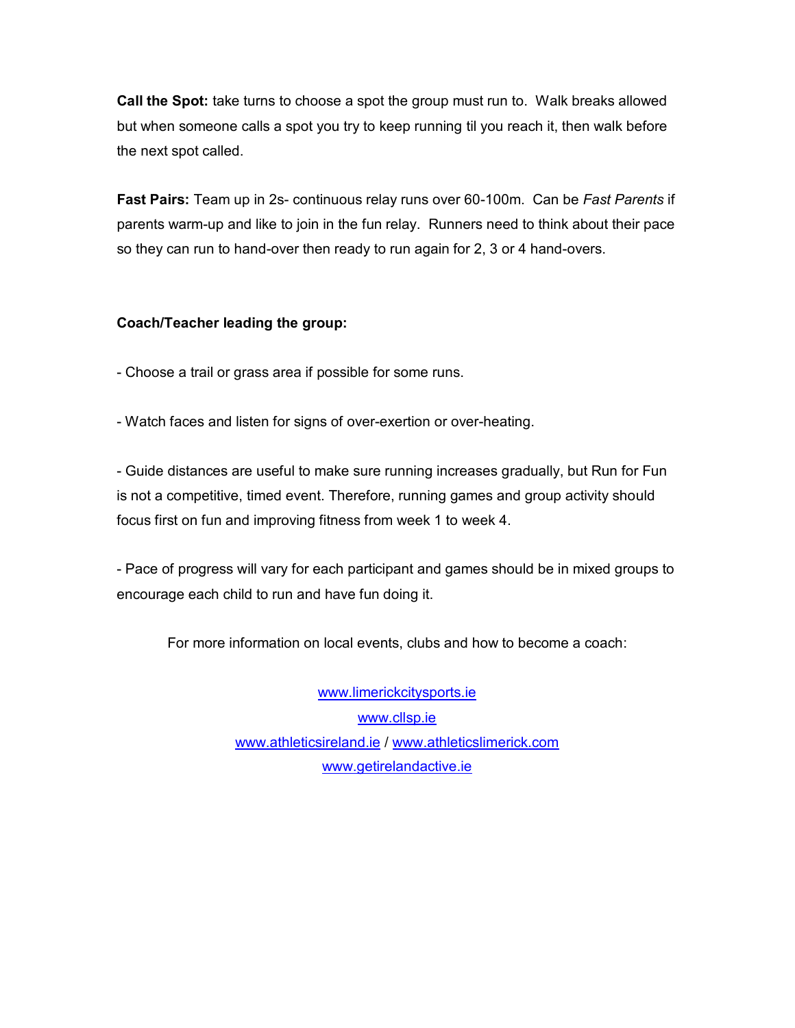**Call the Spot:** take turns to choose a spot the group must run to. Walk breaks allowed but when someone calls a spot you try to keep running til you reach it, then walk before the next spot called.

**Fast Pairs:** Team up in 2s- continuous relay runs over 60-100m. Can be *Fast Parents* if parents warm-up and like to join in the fun relay. Runners need to think about their pace so they can run to hand-over then ready to run again for 2, 3 or 4 hand-overs.

**Coach/Teacher leading the group:**

- Choose a trail or grass area if possible for some runs.

- Watch faces and listen for signs of over-exertion or over-heating.

- Guide distances are useful to make sure running increases gradually, but Run for Fun is not a competitive, timed event. Therefore, running games and group activity should focus first on fun and improving fitness from week 1 to week 4.

- Pace of progress will vary for each participant and games should be in mixed groups to encourage each child to run and have fun doing it.

For more information on local events, clubs and how to become a coach:

www.limerickcitysports.ie
www.cllsp.ie
www.athleticsireland.ie / www.athleticslimerick.com
www.getirelandactive.ie